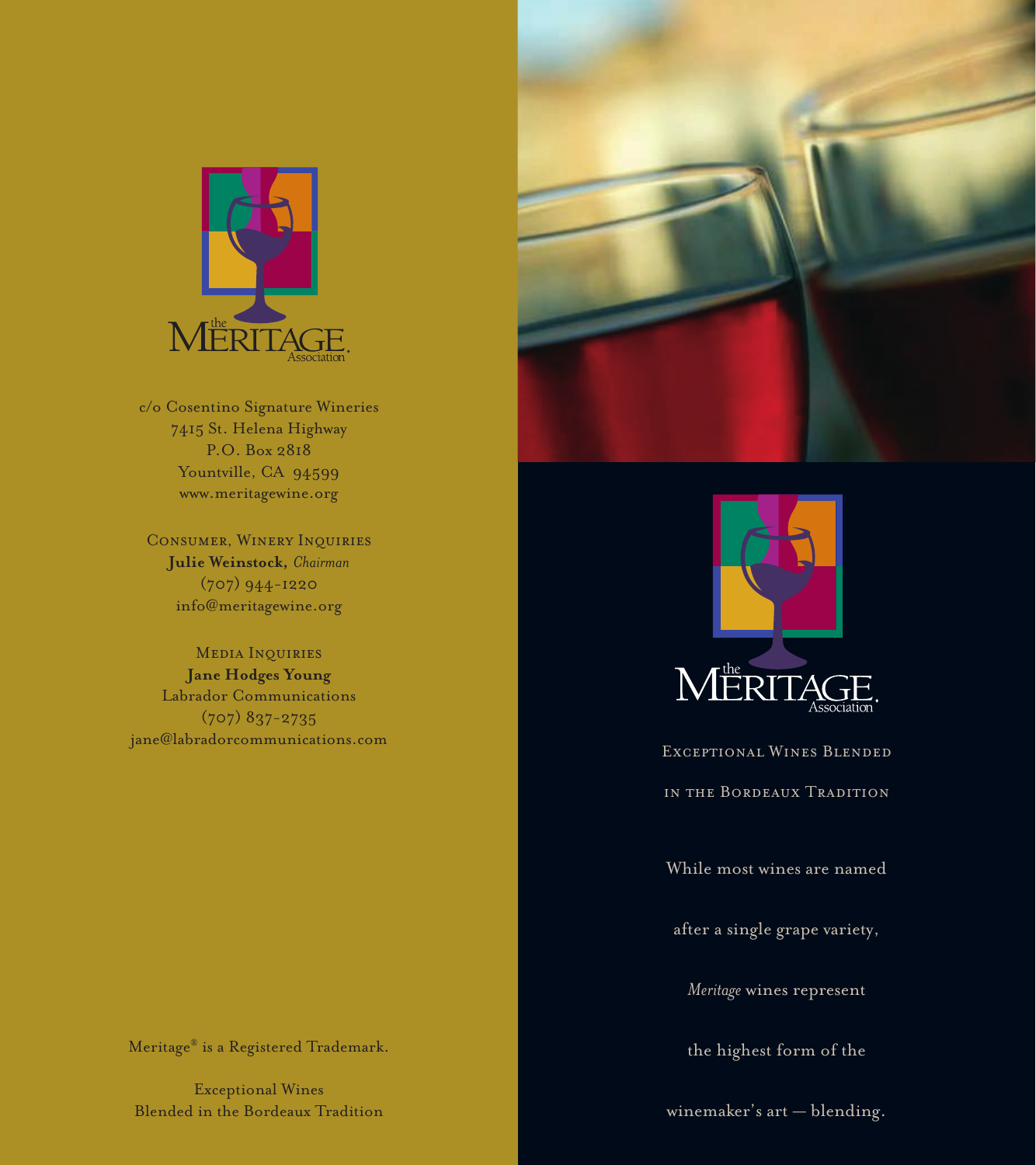The Meritage Association

c/o Cosentino Signature Wineries
7415 St. Helena Highway
P.O. Box 2818
Yountville, CA 94599
www.meritagewine.org

CONSUMER, WINERY INQUIRIES
**Julie Weinstock,** *Chairman*
(707) 944-1220
info@meritagewine.org

MEDIA INQUIRIES
**Jane Hodges Young**
Labrador Communications
(707) 837-2735
jane@labradorcommunications.com

Meritage® is a Registered Trademark.

Exceptional Wines
Blended in the Bordeaux Tradition

The Meritage Association

# EXCEPTIONAL WINES BLENDED IN THE BORDEAUX TRADITION

While most wines are named after a single grape variety, *Meritage* wines represent the highest form of the winemaker's art — blending.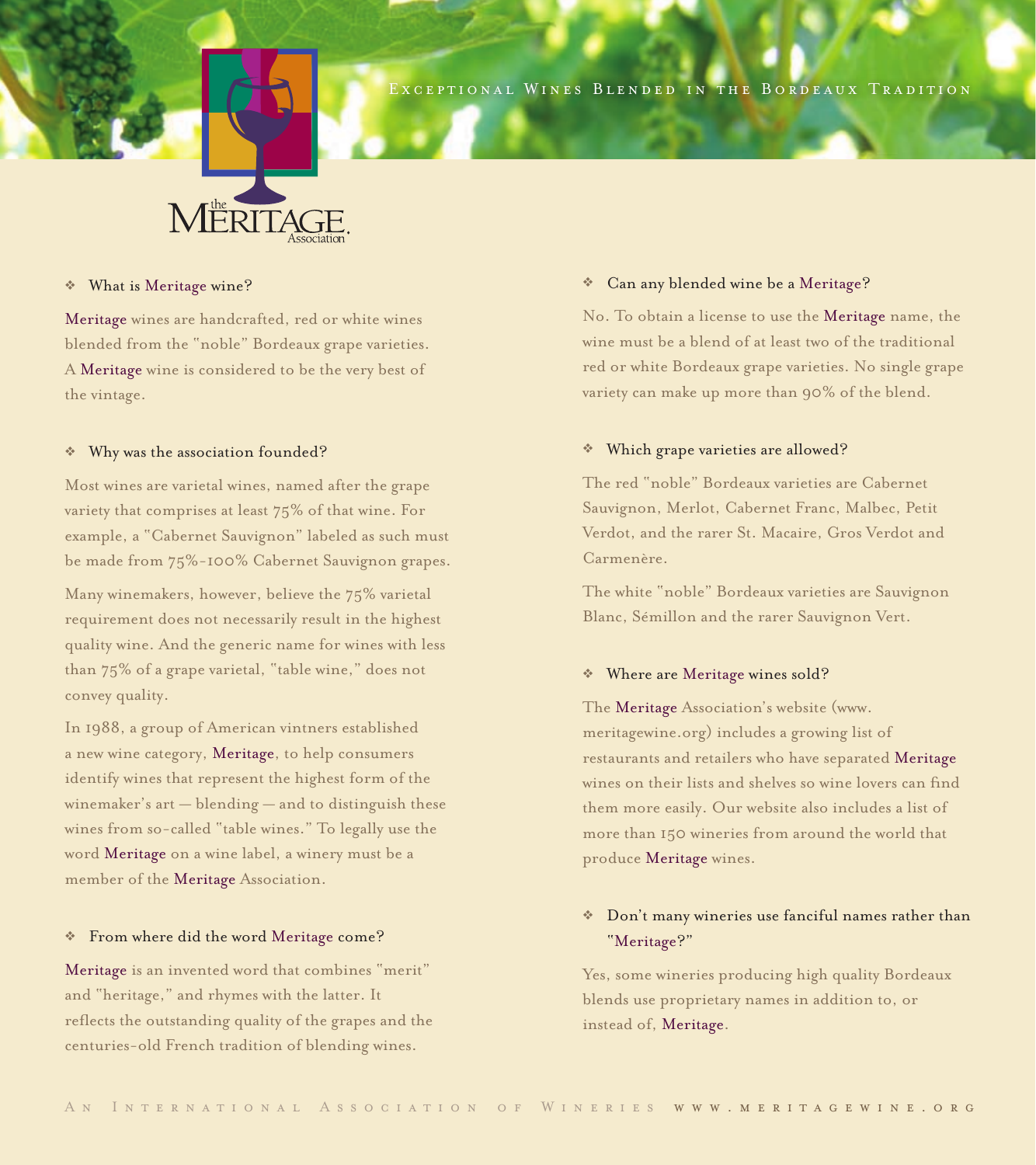Exceptional Wines Blended in the Bordeaux Tradition

the MERITAGE Association

### ❖ What is Meritage wine?

Meritage wines are handcrafted, red or white wines blended from the "noble" Bordeaux grape varieties. A Meritage wine is considered to be the very best of the vintage.

### ❖ Why was the association founded?

Most wines are varietal wines, named after the grape variety that comprises at least 75% of that wine. For example, a "Cabernet Sauvignon" labeled as such must be made from 75%-100% Cabernet Sauvignon grapes.

Many winemakers, however, believe the 75% varietal requirement does not necessarily result in the highest quality wine. And the generic name for wines with less than 75% of a grape varietal, "table wine," does not convey quality.

In 1988, a group of American vintners established a new wine category, Meritage, to help consumers identify wines that represent the highest form of the winemaker's art — blending — and to distinguish these wines from so-called "table wines." To legally use the word Meritage on a wine label, a winery must be a member of the Meritage Association.

### ❖ From where did the word Meritage come?

Meritage is an invented word that combines "merit" and "heritage," and rhymes with the latter. It reflects the outstanding quality of the grapes and the centuries-old French tradition of blending wines.

### ❖ Can any blended wine be a Meritage?

No. To obtain a license to use the Meritage name, the wine must be a blend of at least two of the traditional red or white Bordeaux grape varieties. No single grape variety can make up more than 90% of the blend.

### ❖ Which grape varieties are allowed?

The red "noble" Bordeaux varieties are Cabernet Sauvignon, Merlot, Cabernet Franc, Malbec, Petit Verdot, and the rarer St. Macaire, Gros Verdot and Carmenère.

The white "noble" Bordeaux varieties are Sauvignon Blanc, Sémillon and the rarer Sauvignon Vert.

### ❖ Where are Meritage wines sold?

The Meritage Association's website (www.meritagewine.org) includes a growing list of restaurants and retailers who have separated Meritage wines on their lists and shelves so wine lovers can find them more easily. Our website also includes a list of more than 150 wineries from around the world that produce Meritage wines.

### ❖ Don't many wineries use fanciful names rather than "Meritage?"

Yes, some wineries producing high quality Bordeaux blends use proprietary names in addition to, or instead of, Meritage.

An International Association of Wineries www.meritagewine.org